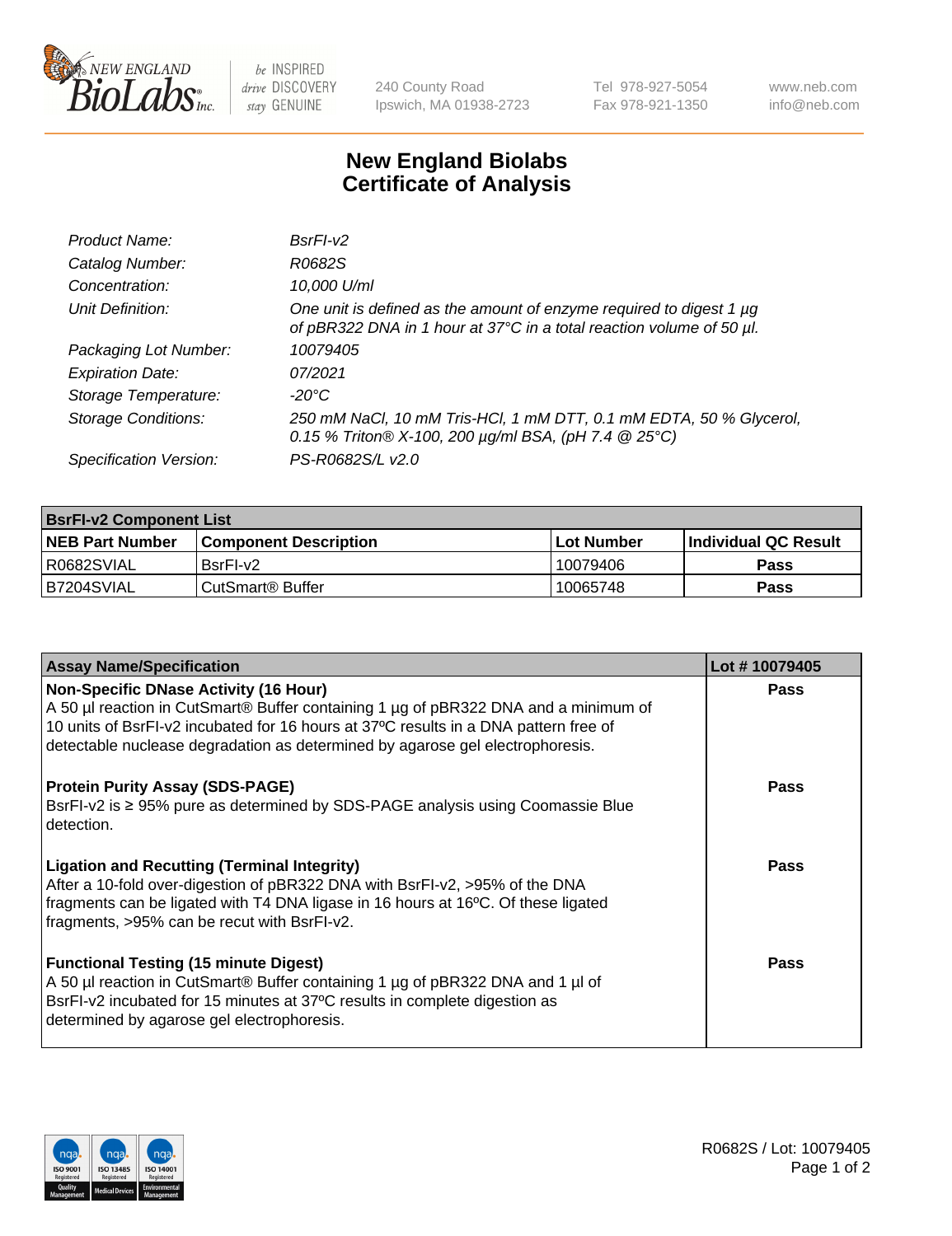# New England Biolabs
## Certificate of Analysis

| | |
|---|---|
| *Product Name:* | *BsrFI-v2* |
| *Catalog Number:* | *R0682S* |
| *Concentration:* | *10,000 U/ml* |
| *Unit Definition:* | *One unit is defined as the amount of enzyme required to digest 1 µg of pBR322 DNA in 1 hour at 37°C in a total reaction volume of 50 µl.* |
| *Packaging Lot Number:* | *10079405* |
| *Expiration Date:* | *07/2021* |
| *Storage Temperature:* | *-20°C* |
| *Storage Conditions:* | *250 mM NaCl, 10 mM Tris-HCl, 1 mM DTT, 0.1 mM EDTA, 50 % Glycerol, 0.15 % Triton® X-100, 200 µg/ml BSA, (pH 7.4 @ 25°C)* |
| *Specification Version:* | *PS-R0682S/L v2.0* |

| **BsrFI-v2 Component List** | | | |
|---|---|---|---|
| **NEB Part Number** | **Component Description** | **Lot Number** | **Individual QC Result** |
| R0682SVIAL | BsrFI-v2 | 10079406 | **Pass** |
| B7204SVIAL | CutSmart® Buffer | 10065748 | **Pass** |

| **Assay Name/Specification** | **Lot # 10079405** |
|---|---|
| **Non-Specific DNase Activity (16 Hour)** A 50 µl reaction in CutSmart® Buffer containing 1 µg of pBR322 DNA and a minimum of 10 units of BsrFI-v2 incubated for 16 hours at 37ºC results in a DNA pattern free of detectable nuclease degradation as determined by agarose gel electrophoresis. | **Pass** |
| **Protein Purity Assay (SDS-PAGE)** BsrFI-v2 is ≥ 95% pure as determined by SDS-PAGE analysis using Coomassie Blue detection. | **Pass** |
| **Ligation and Recutting (Terminal Integrity)** After a 10-fold over-digestion of pBR322 DNA with BsrFI-v2, >95% of the DNA fragments can be ligated with T4 DNA ligase in 16 hours at 16ºC. Of these ligated fragments, >95% can be recut with BsrFI-v2. | **Pass** |
| **Functional Testing (15 minute Digest)** A 50 µl reaction in CutSmart® Buffer containing 1 µg of pBR322 DNA and 1 µl of BsrFI-v2 incubated for 15 minutes at 37ºC results in complete digestion as determined by agarose gel electrophoresis. | **Pass** |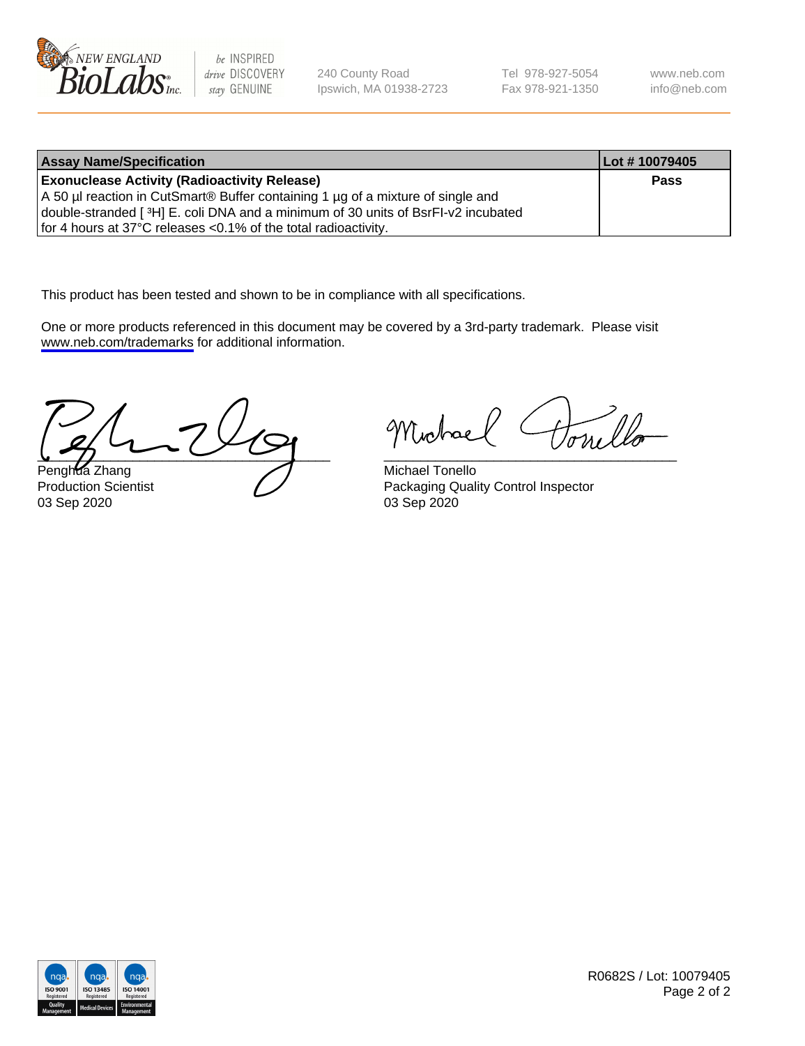| Assay Name/Specification | Lot # 10079405 |
| --- | --- |
| **Exonuclease Activity (Radioactivity Release)**<br>A 50 µl reaction in CutSmart® Buffer containing 1 µg of a mixture of single and double-stranded [ $^3$H] E. coli DNA and a minimum of 30 units of BsrFI-v2 incubated for 4 hours at 37°C releases <0.1% of the total radioactivity. | **Pass** |

This product has been tested and shown to be in compliance with all specifications.

One or more products referenced in this document may be covered by a 3rd-party trademark. Please visit www.neb.com/trademarks for additional information.

Penghua Zhang
Production Scientist
03 Sep 2020

Michael Tonello
Packaging Quality Control Inspector
03 Sep 2020

R0682S / Lot: 10079405